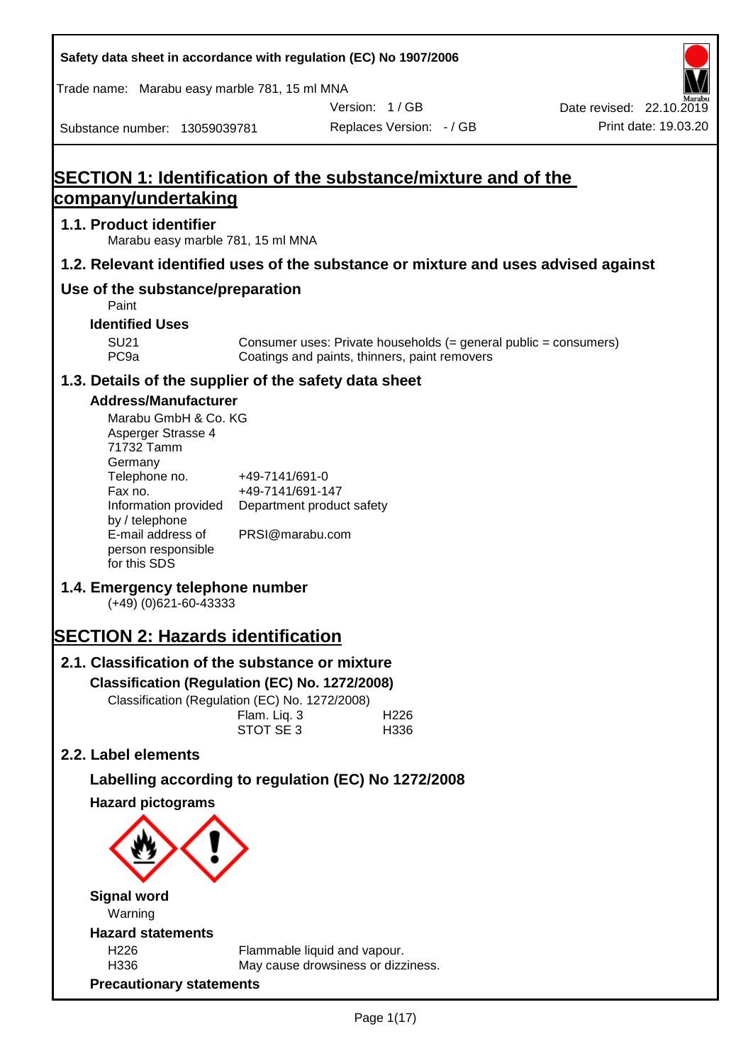Safety data sheet in accordance with regulation (EC) No 1907/2006

Trade name: Marabu easy marble 781, 15 ml MNA

Version: 1 / GB | Date revised: 22.10.2019

Substance number: 13059039781 | Replaces Version: - / GB | Print date: 19.03.20

# SECTION 1: Identification of the substance/mixture and of the company/undertaking

## 1.1. Product identifier

Marabu easy marble 781, 15 ml MNA

## 1.2. Relevant identified uses of the substance or mixture and uses advised against

## Use of the substance/preparation

Paint

### Identified Uses

| | |
|---|---|
| SU21 | Consumer uses: Private households (= general public = consumers) |
| PC9a | Coatings and paints, thinners, paint removers |

## 1.3. Details of the supplier of the safety data sheet

### Address/Manufacturer

Marabu GmbH & Co. KG
Asperger Strasse 4
71732 Tamm
Germany

| | |
|---|---|
| Telephone no. | +49-7141/691-0 |
| Fax no. | +49-7141/691-147 |
| Information provided by / telephone | Department product safety |
| E-mail address of person responsible for this SDS | PRSI@marabu.com |

## 1.4. Emergency telephone number

(+49) (0)621-60-43333

# SECTION 2: Hazards identification

## 2.1. Classification of the substance or mixture

### Classification (Regulation (EC) No. 1272/2008)

Classification (Regulation (EC) No. 1272/2008)

| | |
|---|---|
| Flam. Liq. 3 | H226 |
| STOT SE 3 | H336 |

## 2.2. Label elements

### Labelling according to regulation (EC) No 1272/2008

### Hazard pictograms

### Signal word

Warning

### Hazard statements

| | |
|---|---|
| H226 | Flammable liquid and vapour. |
| H336 | May cause drowsiness or dizziness. |

### Precautionary statements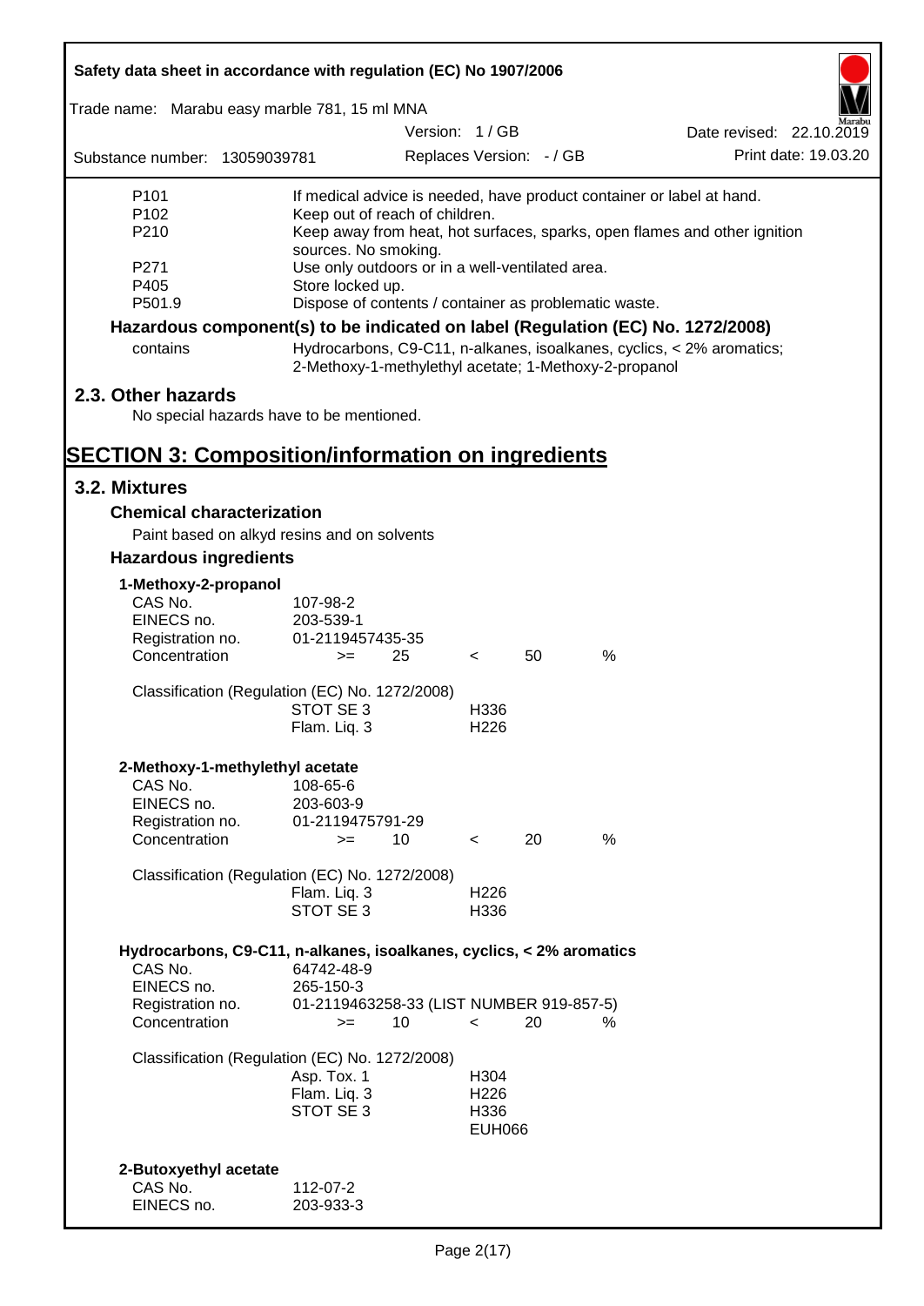| | |
|---|---|
| P101 | If medical advice is needed, have product container or label at hand. |
| P102 | Keep out of reach of children. |
| P210 | Keep away from heat, hot surfaces, sparks, open flames and other ignition sources. No smoking. |
| P271 | Use only outdoors or in a well-ventilated area. |
| P405 | Store locked up. |
| P501.9 | Dispose of contents / container as problematic waste. |

**Hazardous component(s) to be indicated on label (Regulation (EC) No. 1272/2008)**

| | |
|---|---|
| contains | Hydrocarbons, C9-C11, n-alkanes, isoalkanes, cyclics, < 2% aromatics; 2-Methoxy-1-methylethyl acetate; 1-Methoxy-2-propanol |

## 2.3. Other hazards

No special hazards have to be mentioned.

# SECTION 3: Composition/information on ingredients

## 3.2. Mixtures

### Chemical characterization

Paint based on alkyd resins and on solvents

### Hazardous ingredients

**1-Methoxy-2-propanol**

| | |
|---|---|
| CAS No. | 107-98-2 |
| EINECS no. | 203-539-1 |
| Registration no. | 01-2119457435-35 |
| Concentration | >= 25 < 50 % |

Classification (Regulation (EC) No. 1272/2008)

| | |
|---|---|
| STOT SE 3 | H336 |
| Flam. Liq. 3 | H226 |

**2-Methoxy-1-methylethyl acetate**

| | |
|---|---|
| CAS No. | 108-65-6 |
| EINECS no. | 203-603-9 |
| Registration no. | 01-2119475791-29 |
| Concentration | >= 10 < 20 % |

Classification (Regulation (EC) No. 1272/2008)

| | |
|---|---|
| Flam. Liq. 3 | H226 |
| STOT SE 3 | H336 |

**Hydrocarbons, C9-C11, n-alkanes, isoalkanes, cyclics, < 2% aromatics**

| | |
|---|---|
| CAS No. | 64742-48-9 |
| EINECS no. | 265-150-3 |
| Registration no. | 01-2119463258-33 (LIST NUMBER 919-857-5) |
| Concentration | >= 10 < 20 % |

Classification (Regulation (EC) No. 1272/2008)

| | |
|---|---|
| Asp. Tox. 1 | H304 |
| Flam. Liq. 3 | H226 |
| STOT SE 3 | H336 |
| | EUH066 |

**2-Butoxyethyl acetate**

| | |
|---|---|
| CAS No. | 112-07-2 |
| EINECS no. | 203-933-3 |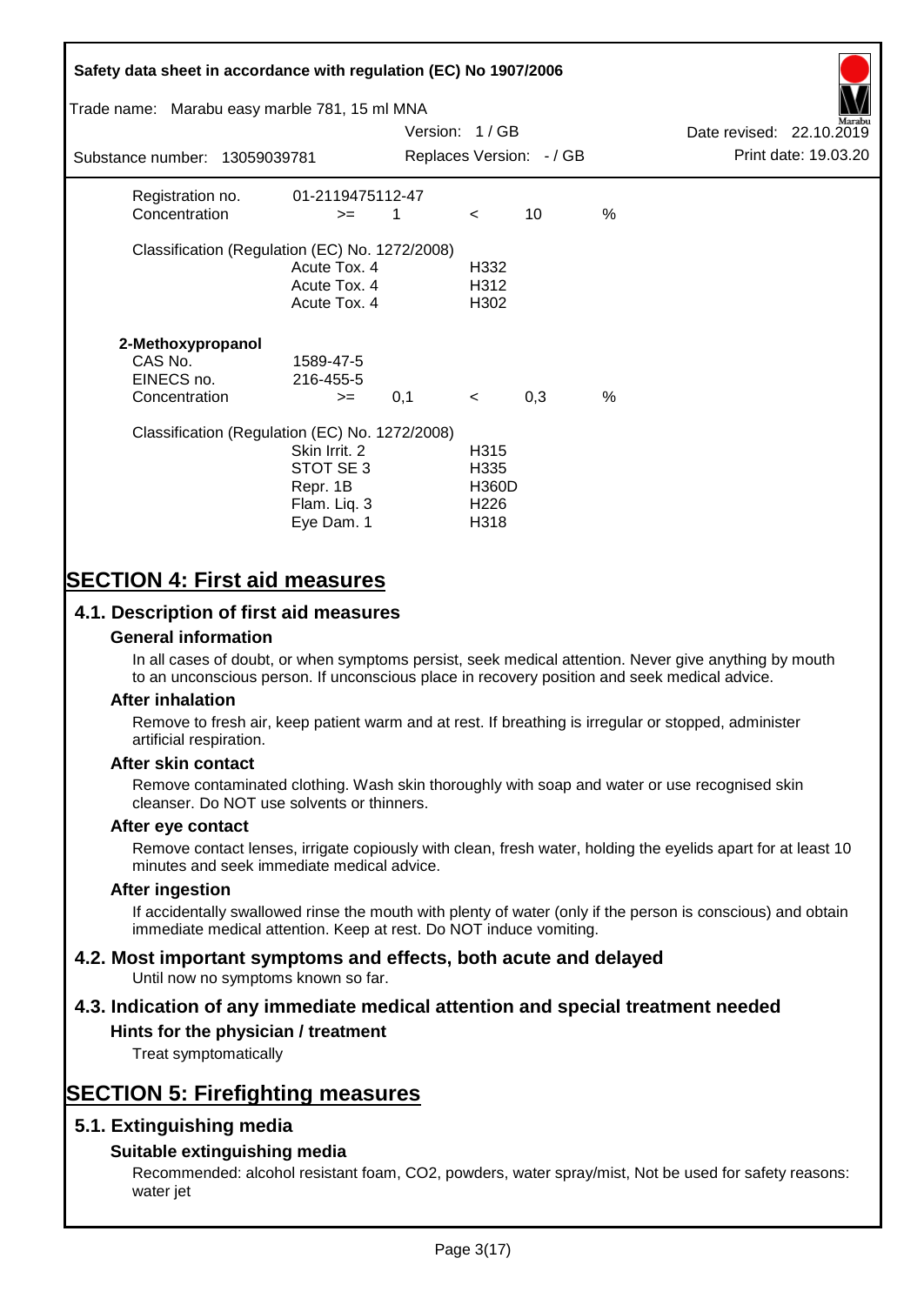| | | | | | |
|---|---|---|---|---|---|
| Registration no. | 01-2119475112-47 | | | | |
| Concentration | >= | 1 | < | 10 | % |

Classification (Regulation (EC) No. 1272/2008)

| | |
|---|---|
| Acute Tox. 4 | H332 |
| Acute Tox. 4 | H312 |
| Acute Tox. 4 | H302 |

**2-Methoxypropanol**

| | | | | | |
|---|---|---|---|---|---|
| CAS No. | 1589-47-5 | | | | |
| EINECS no. | 216-455-5 | | | | |
| Concentration | >= | 0,1 | < | 0,3 | % |

Classification (Regulation (EC) No. 1272/2008)

| | |
|---|---|
| Skin Irrit. 2 | H315 |
| STOT SE 3 | H335 |
| Repr. 1B | H360D |
| Flam. Liq. 3 | H226 |
| Eye Dam. 1 | H318 |

# SECTION 4: First aid measures

## 4.1. Description of first aid measures

### General information

In all cases of doubt, or when symptoms persist, seek medical attention. Never give anything by mouth to an unconscious person. If unconscious place in recovery position and seek medical advice.

### After inhalation

Remove to fresh air, keep patient warm and at rest. If breathing is irregular or stopped, administer artificial respiration.

### After skin contact

Remove contaminated clothing. Wash skin thoroughly with soap and water or use recognised skin cleanser. Do NOT use solvents or thinners.

### After eye contact

Remove contact lenses, irrigate copiously with clean, fresh water, holding the eyelids apart for at least 10 minutes and seek immediate medical advice.

### After ingestion

If accidentally swallowed rinse the mouth with plenty of water (only if the person is conscious) and obtain immediate medical attention. Keep at rest. Do NOT induce vomiting.

## 4.2. Most important symptoms and effects, both acute and delayed

Until now no symptoms known so far.

## 4.3. Indication of any immediate medical attention and special treatment needed

### Hints for the physician / treatment

Treat symptomatically

# SECTION 5: Firefighting measures

## 5.1. Extinguishing media

### Suitable extinguishing media

Recommended: alcohol resistant foam, CO2, powders, water spray/mist, Not be used for safety reasons: water jet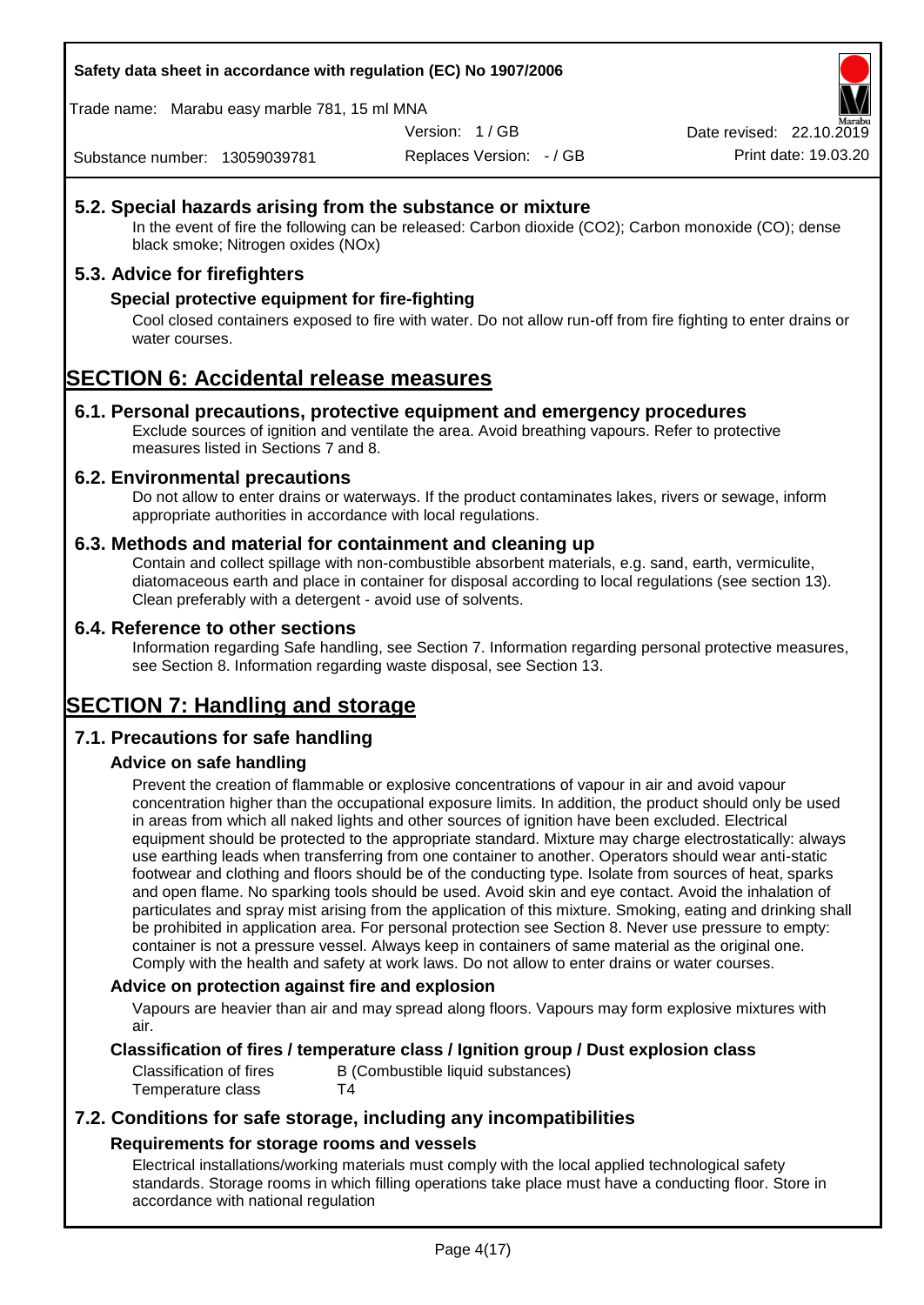## 5.2. Special hazards arising from the substance or mixture

In the event of fire the following can be released: Carbon dioxide ($CO_2$); Carbon monoxide (CO); dense black smoke; Nitrogen oxides (NOx)

## 5.3. Advice for firefighters

### Special protective equipment for fire-fighting

Cool closed containers exposed to fire with water. Do not allow run-off from fire fighting to enter drains or water courses.

# SECTION 6: Accidental release measures

## 6.1. Personal precautions, protective equipment and emergency procedures

Exclude sources of ignition and ventilate the area. Avoid breathing vapours. Refer to protective measures listed in Sections 7 and 8.

## 6.2. Environmental precautions

Do not allow to enter drains or waterways. If the product contaminates lakes, rivers or sewage, inform appropriate authorities in accordance with local regulations.

## 6.3. Methods and material for containment and cleaning up

Contain and collect spillage with non-combustible absorbent materials, e.g. sand, earth, vermiculite, diatomaceous earth and place in container for disposal according to local regulations (see section 13). Clean preferably with a detergent - avoid use of solvents.

## 6.4. Reference to other sections

Information regarding Safe handling, see Section 7. Information regarding personal protective measures, see Section 8. Information regarding waste disposal, see Section 13.

# SECTION 7: Handling and storage

## 7.1. Precautions for safe handling

### Advice on safe handling

Prevent the creation of flammable or explosive concentrations of vapour in air and avoid vapour concentration higher than the occupational exposure limits. In addition, the product should only be used in areas from which all naked lights and other sources of ignition have been excluded. Electrical equipment should be protected to the appropriate standard. Mixture may charge electrostatically: always use earthing leads when transferring from one container to another. Operators should wear anti-static footwear and clothing and floors should be of the conducting type. Isolate from sources of heat, sparks and open flame. No sparking tools should be used. Avoid skin and eye contact. Avoid the inhalation of particulates and spray mist arising from the application of this mixture. Smoking, eating and drinking shall be prohibited in application area. For personal protection see Section 8. Never use pressure to empty: container is not a pressure vessel. Always keep in containers of same material as the original one. Comply with the health and safety at work laws. Do not allow to enter drains or water courses.

### Advice on protection against fire and explosion

Vapours are heavier than air and may spread along floors. Vapours may form explosive mixtures with air.

### Classification of fires / temperature class / Ignition group / Dust explosion class

| | |
|---|---|
| Classification of fires | B (Combustible liquid substances) |
| Temperature class | T4 |

## 7.2. Conditions for safe storage, including any incompatibilities

### Requirements for storage rooms and vessels

Electrical installations/working materials must comply with the local applied technological safety standards. Storage rooms in which filling operations take place must have a conducting floor. Store in accordance with national regulation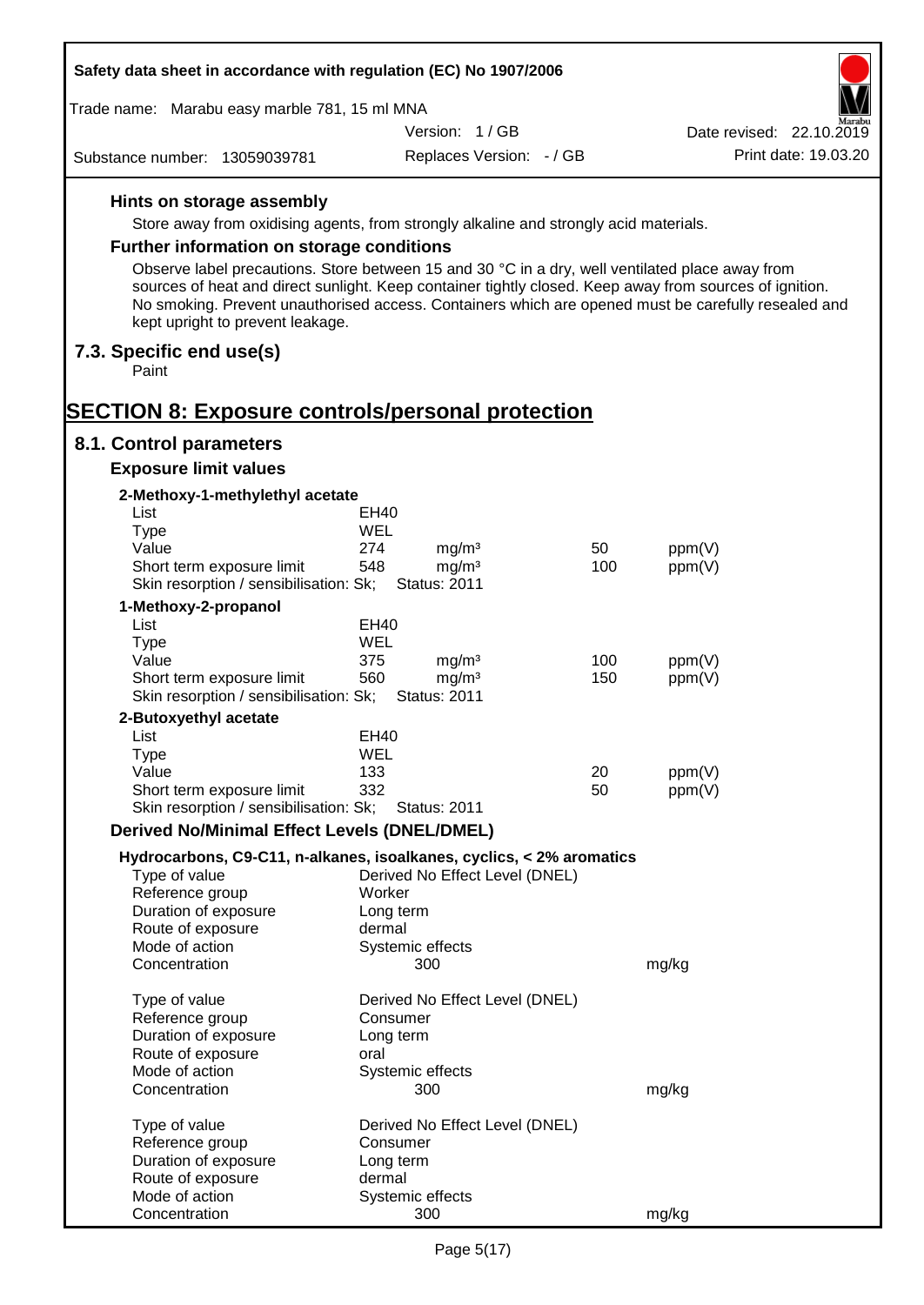### Hints on storage assembly

Store away from oxidising agents, from strongly alkaline and strongly acid materials.

### Further information on storage conditions

Observe label precautions. Store between 15 and 30 °C in a dry, well ventilated place away from sources of heat and direct sunlight. Keep container tightly closed. Keep away from sources of ignition. No smoking. Prevent unauthorised access. Containers which are opened must be carefully resealed and kept upright to prevent leakage.

## 7.3. Specific end use(s)

Paint

# SECTION 8: Exposure controls/personal protection

## 8.1. Control parameters

### Exposure limit values

**2-Methoxy-1-methylethyl acetate**

| | | | | |
|---|---|---|---|---|
| List | EH40 | | | |
| Type | WEL | | | |
| Value | 274 | mg/m³ | 50 | ppm(V) |
| Short term exposure limit | 548 | mg/m³ | 100 | ppm(V) |
| Skin resorption / sensibilisation: Sk; | Status: 2011 | | | |

**1-Methoxy-2-propanol**

| | | | | |
|---|---|---|---|---|
| List | EH40 | | | |
| Type | WEL | | | |
| Value | 375 | mg/m³ | 100 | ppm(V) |
| Short term exposure limit | 560 | mg/m³ | 150 | ppm(V) |
| Skin resorption / sensibilisation: Sk; | Status: 2011 | | | |

**2-Butoxyethyl acetate**

| | | | | |
|---|---|---|---|---|
| List | EH40 | | | |
| Type | WEL | | | |
| Value | 133 | | 20 | ppm(V) |
| Short term exposure limit | 332 | | 50 | ppm(V) |
| Skin resorption / sensibilisation: Sk; | Status: 2011 | | | |

### Derived No/Minimal Effect Levels (DNEL/DMEL)

**Hydrocarbons, C9-C11, n-alkanes, isoalkanes, cyclics, < 2% aromatics**

| | | |
|---|---|---|
| Type of value | Derived No Effect Level (DNEL) | |
| Reference group | Worker | |
| Duration of exposure | Long term | |
| Route of exposure | dermal | |
| Mode of action | Systemic effects | |
| Concentration | 300 | mg/kg |

| | | |
|---|---|---|
| Type of value | Derived No Effect Level (DNEL) | |
| Reference group | Consumer | |
| Duration of exposure | Long term | |
| Route of exposure | oral | |
| Mode of action | Systemic effects | |
| Concentration | 300 | mg/kg |

| | | |
|---|---|---|
| Type of value | Derived No Effect Level (DNEL) | |
| Reference group | Consumer | |
| Duration of exposure | Long term | |
| Route of exposure | dermal | |
| Mode of action | Systemic effects | |
| Concentration | 300 | mg/kg |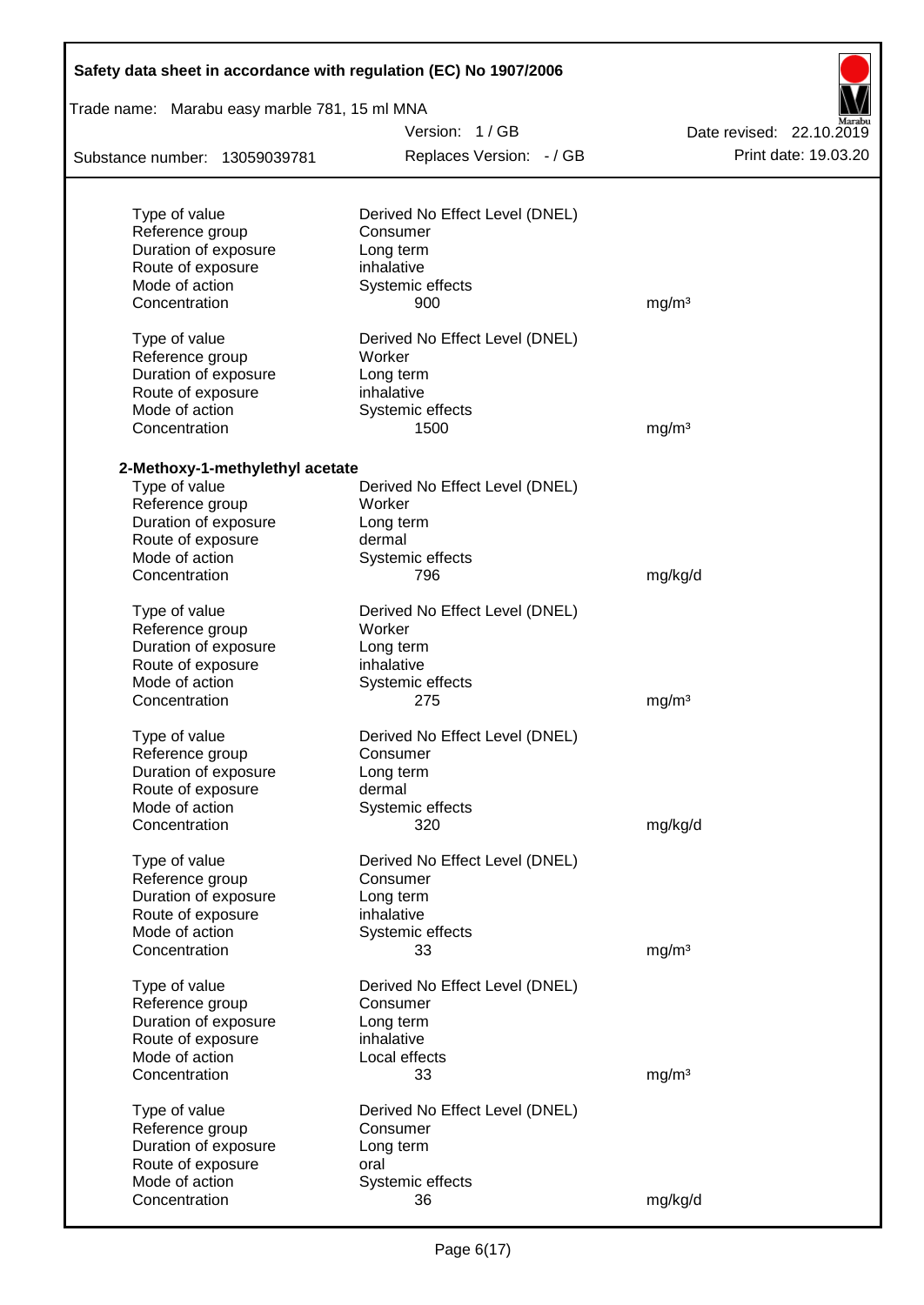| | | |
|---|---|---|
| Type of value | Derived No Effect Level (DNEL) | |
| Reference group | Consumer | |
| Duration of exposure | Long term | |
| Route of exposure | inhalative | |
| Mode of action | Systemic effects | |
| Concentration | 900 | mg/m³ |

| | | |
|---|---|---|
| Type of value | Derived No Effect Level (DNEL) | |
| Reference group | Worker | |
| Duration of exposure | Long term | |
| Route of exposure | inhalative | |
| Mode of action | Systemic effects | |
| Concentration | 1500 | mg/m³ |

**2-Methoxy-1-methylethyl acetate**

| | | |
|---|---|---|
| Type of value | Derived No Effect Level (DNEL) | |
| Reference group | Worker | |
| Duration of exposure | Long term | |
| Route of exposure | dermal | |
| Mode of action | Systemic effects | |
| Concentration | 796 | mg/kg/d |

| | | |
|---|---|---|
| Type of value | Derived No Effect Level (DNEL) | |
| Reference group | Worker | |
| Duration of exposure | Long term | |
| Route of exposure | inhalative | |
| Mode of action | Systemic effects | |
| Concentration | 275 | mg/m³ |

| | | |
|---|---|---|
| Type of value | Derived No Effect Level (DNEL) | |
| Reference group | Consumer | |
| Duration of exposure | Long term | |
| Route of exposure | dermal | |
| Mode of action | Systemic effects | |
| Concentration | 320 | mg/kg/d |

| | | |
|---|---|---|
| Type of value | Derived No Effect Level (DNEL) | |
| Reference group | Consumer | |
| Duration of exposure | Long term | |
| Route of exposure | inhalative | |
| Mode of action | Systemic effects | |
| Concentration | 33 | mg/m³ |

| | | |
|---|---|---|
| Type of value | Derived No Effect Level (DNEL) | |
| Reference group | Consumer | |
| Duration of exposure | Long term | |
| Route of exposure | inhalative | |
| Mode of action | Local effects | |
| Concentration | 33 | mg/m³ |

| | | |
|---|---|---|
| Type of value | Derived No Effect Level (DNEL) | |
| Reference group | Consumer | |
| Duration of exposure | Long term | |
| Route of exposure | oral | |
| Mode of action | Systemic effects | |
| Concentration | 36 | mg/kg/d |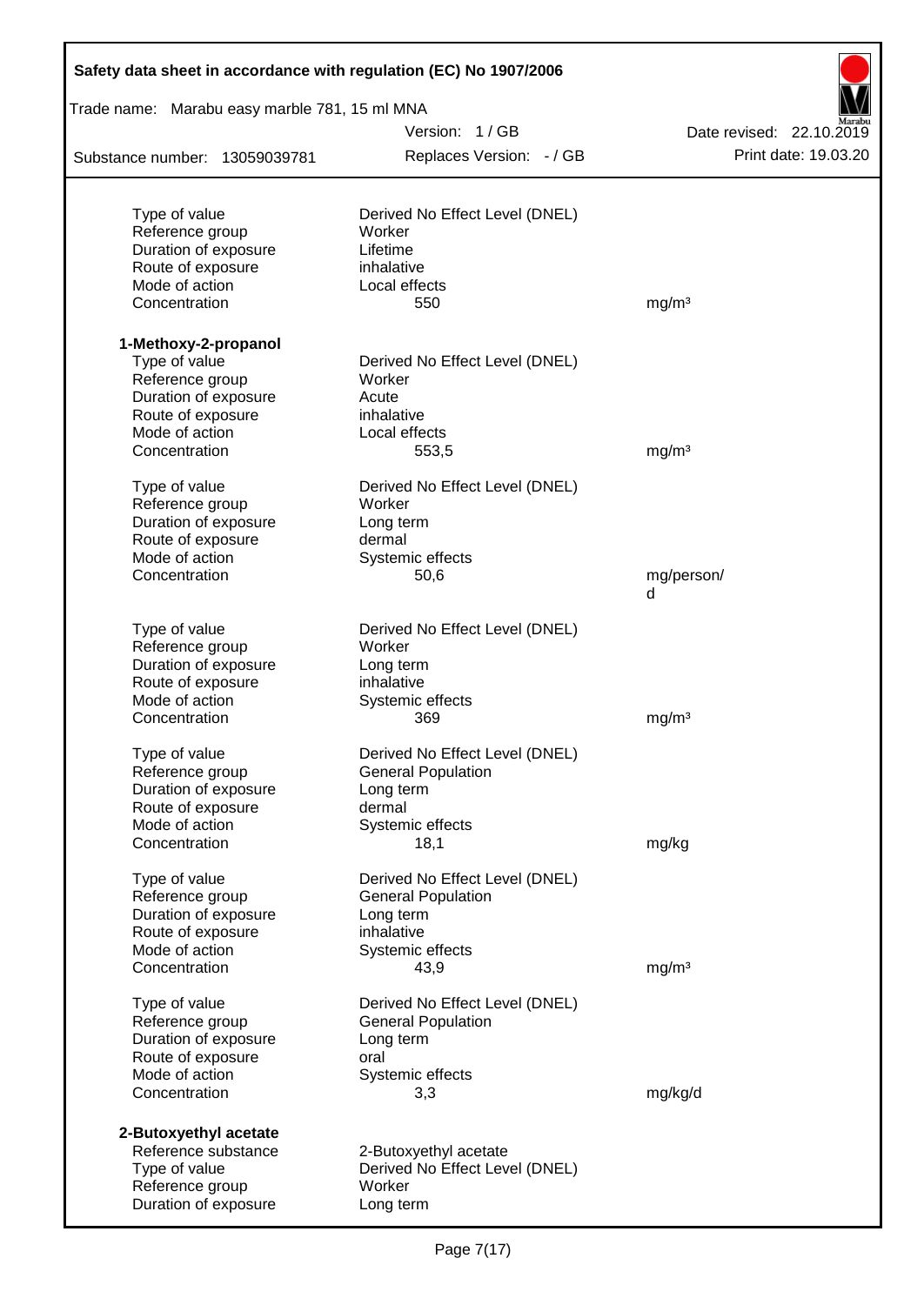| | | |
|---|---|---|
| Type of value | Derived No Effect Level (DNEL) | |
| Reference group | Worker | |
| Duration of exposure | Lifetime | |
| Route of exposure | inhalative | |
| Mode of action | Local effects | |
| Concentration | 550 | mg/m³ |

**1-Methoxy-2-propanol**

| | | |
|---|---|---|
| Type of value | Derived No Effect Level (DNEL) | |
| Reference group | Worker | |
| Duration of exposure | Acute | |
| Route of exposure | inhalative | |
| Mode of action | Local effects | |
| Concentration | 553,5 | mg/m³ |

| | | |
|---|---|---|
| Type of value | Derived No Effect Level (DNEL) | |
| Reference group | Worker | |
| Duration of exposure | Long term | |
| Route of exposure | dermal | |
| Mode of action | Systemic effects | |
| Concentration | 50,6 | mg/person/d |

| | | |
|---|---|---|
| Type of value | Derived No Effect Level (DNEL) | |
| Reference group | Worker | |
| Duration of exposure | Long term | |
| Route of exposure | inhalative | |
| Mode of action | Systemic effects | |
| Concentration | 369 | mg/m³ |

| | | |
|---|---|---|
| Type of value | Derived No Effect Level (DNEL) | |
| Reference group | General Population | |
| Duration of exposure | Long term | |
| Route of exposure | dermal | |
| Mode of action | Systemic effects | |
| Concentration | 18,1 | mg/kg |

| | | |
|---|---|---|
| Type of value | Derived No Effect Level (DNEL) | |
| Reference group | General Population | |
| Duration of exposure | Long term | |
| Route of exposure | inhalative | |
| Mode of action | Systemic effects | |
| Concentration | 43,9 | mg/m³ |

| | | |
|---|---|---|
| Type of value | Derived No Effect Level (DNEL) | |
| Reference group | General Population | |
| Duration of exposure | Long term | |
| Route of exposure | oral | |
| Mode of action | Systemic effects | |
| Concentration | 3,3 | mg/kg/d |

**2-Butoxyethyl acetate**

| | |
|---|---|
| Reference substance | 2-Butoxyethyl acetate |
| Type of value | Derived No Effect Level (DNEL) |
| Reference group | Worker |
| Duration of exposure | Long term |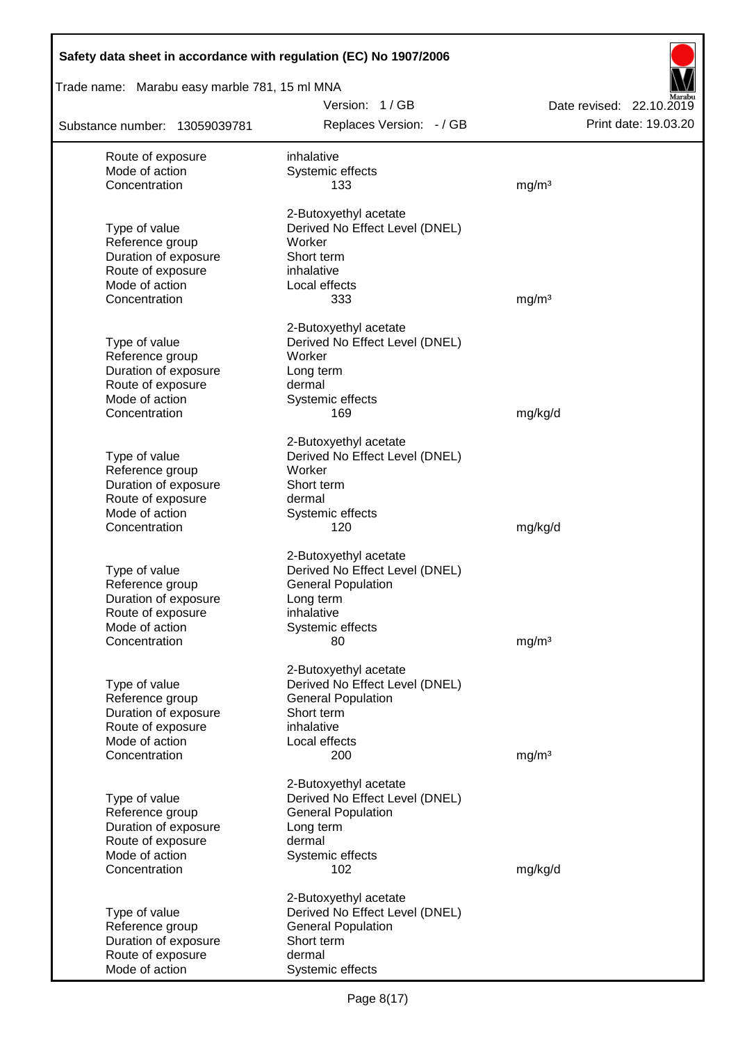| | | |
|---|---|---|
| Route of exposure | inhalative | |
| Mode of action | Systemic effects | |
| Concentration | 133 | mg/m³ |
| | | |
| | 2-Butoxyethyl acetate | |
| Type of value | Derived No Effect Level (DNEL) | |
| Reference group | Worker | |
| Duration of exposure | Short term | |
| Route of exposure | inhalative | |
| Mode of action | Local effects | |
| Concentration | 333 | mg/m³ |
| | | |
| | 2-Butoxyethyl acetate | |
| Type of value | Derived No Effect Level (DNEL) | |
| Reference group | Worker | |
| Duration of exposure | Long term | |
| Route of exposure | dermal | |
| Mode of action | Systemic effects | |
| Concentration | 169 | mg/kg/d |
| | | |
| | 2-Butoxyethyl acetate | |
| Type of value | Derived No Effect Level (DNEL) | |
| Reference group | Worker | |
| Duration of exposure | Short term | |
| Route of exposure | dermal | |
| Mode of action | Systemic effects | |
| Concentration | 120 | mg/kg/d |
| | | |
| | 2-Butoxyethyl acetate | |
| Type of value | Derived No Effect Level (DNEL) | |
| Reference group | General Population | |
| Duration of exposure | Long term | |
| Route of exposure | inhalative | |
| Mode of action | Systemic effects | |
| Concentration | 80 | mg/m³ |
| | | |
| | 2-Butoxyethyl acetate | |
| Type of value | Derived No Effect Level (DNEL) | |
| Reference group | General Population | |
| Duration of exposure | Short term | |
| Route of exposure | inhalative | |
| Mode of action | Local effects | |
| Concentration | 200 | mg/m³ |
| | | |
| | 2-Butoxyethyl acetate | |
| Type of value | Derived No Effect Level (DNEL) | |
| Reference group | General Population | |
| Duration of exposure | Long term | |
| Route of exposure | dermal | |
| Mode of action | Systemic effects | |
| Concentration | 102 | mg/kg/d |
| | | |
| | 2-Butoxyethyl acetate | |
| Type of value | Derived No Effect Level (DNEL) | |
| Reference group | General Population | |
| Duration of exposure | Short term | |
| Route of exposure | dermal | |
| Mode of action | Systemic effects | |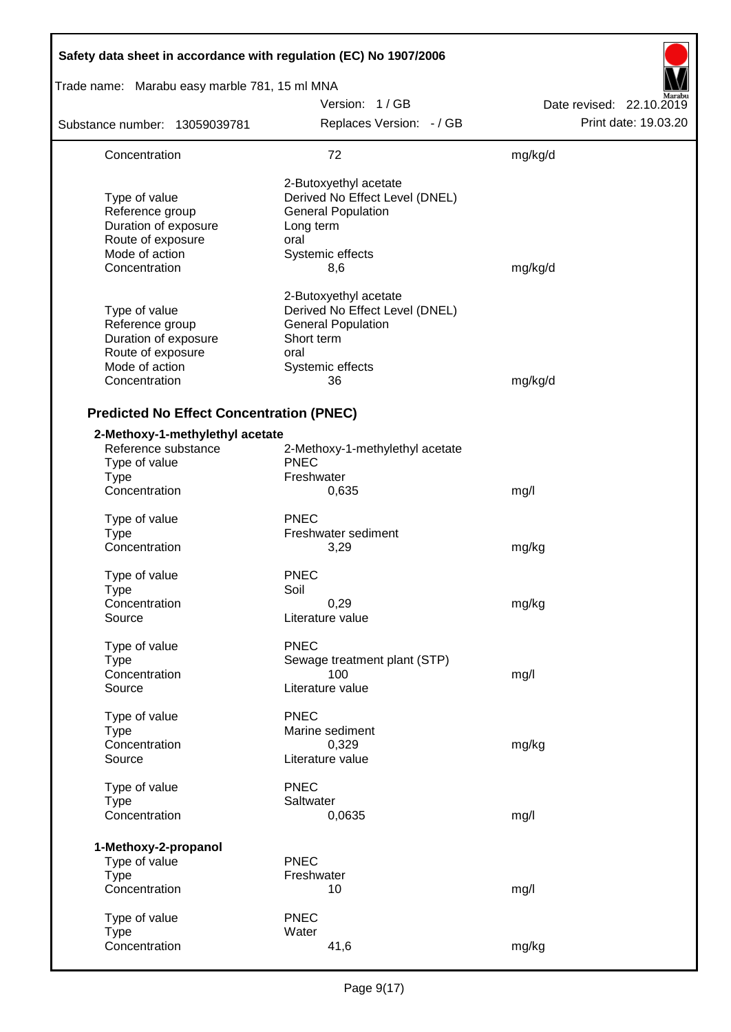| | | |
|---|---|---|
| Concentration | 72 | mg/kg/d |
| | 2-Butoxyethyl acetate | |
| Type of value | Derived No Effect Level (DNEL) | |
| Reference group | General Population | |
| Duration of exposure | Long term | |
| Route of exposure | oral | |
| Mode of action | Systemic effects | |
| Concentration | 8,6 | mg/kg/d |
| | 2-Butoxyethyl acetate | |
| Type of value | Derived No Effect Level (DNEL) | |
| Reference group | General Population | |
| Duration of exposure | Short term | |
| Route of exposure | oral | |
| Mode of action | Systemic effects | |
| Concentration | 36 | mg/kg/d |

### Predicted No Effect Concentration (PNEC)

**2-Methoxy-1-methylethyl acetate**

| | | |
|---|---|---|
| Reference substance | 2-Methoxy-1-methylethyl acetate | |
| Type of value | PNEC | |
| Type | Freshwater | |
| Concentration | 0,635 | mg/l |
| Type of value | PNEC | |
| Type | Freshwater sediment | |
| Concentration | 3,29 | mg/kg |
| Type of value | PNEC | |
| Type | Soil | |
| Concentration | 0,29 | mg/kg |
| Source | Literature value | |
| Type of value | PNEC | |
| Type | Sewage treatment plant (STP) | |
| Concentration | 100 | mg/l |
| Source | Literature value | |
| Type of value | PNEC | |
| Type | Marine sediment | |
| Concentration | 0,329 | mg/kg |
| Source | Literature value | |
| Type of value | PNEC | |
| Type | Saltwater | |
| Concentration | 0,0635 | mg/l |

**1-Methoxy-2-propanol**

| | | |
|---|---|---|
| Type of value | PNEC | |
| Type | Freshwater | |
| Concentration | 10 | mg/l |
| Type of value | PNEC | |
| Type | Water | |
| Concentration | 41,6 | mg/kg |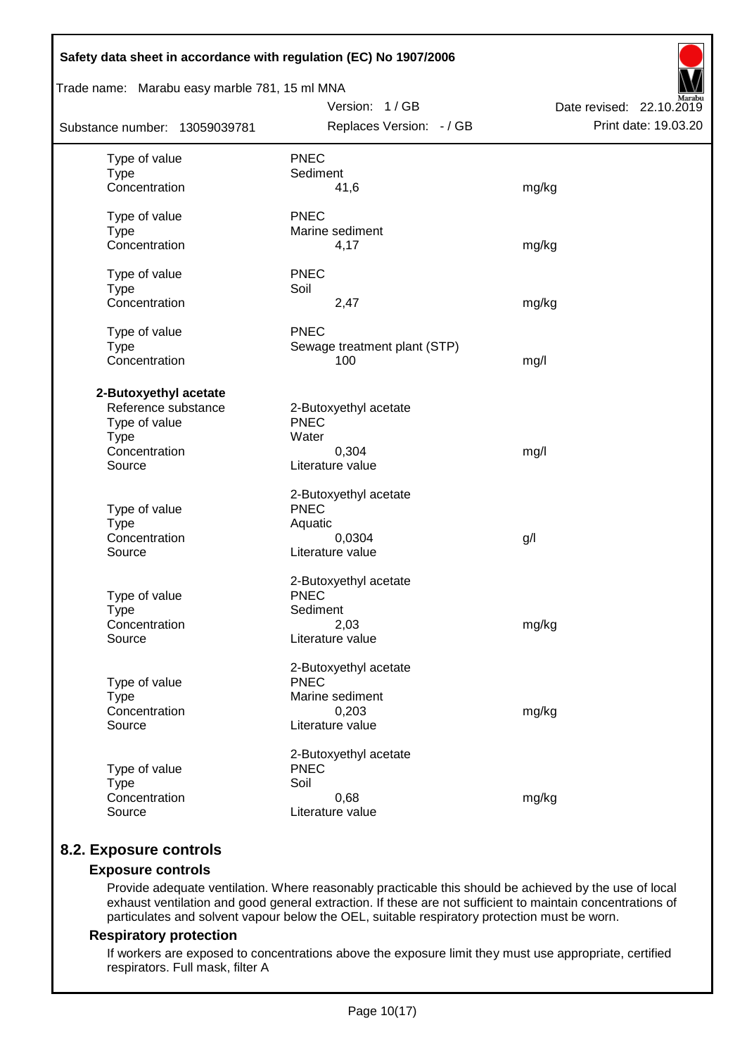| | | |
|---|---|---|
| Type of value | PNEC | |
| Type | Sediment | |
| Concentration | 41,6 | mg/kg |
| | | |
| Type of value | PNEC | |
| Type | Marine sediment | |
| Concentration | 4,17 | mg/kg |
| | | |
| Type of value | PNEC | |
| Type | Soil | |
| Concentration | 2,47 | mg/kg |
| | | |
| Type of value | PNEC | |
| Type | Sewage treatment plant (STP) | |
| Concentration | 100 | mg/l |

**2-Butoxyethyl acetate**

| | | |
|---|---|---|
| Reference substance | 2-Butoxyethyl acetate | |
| Type of value | PNEC | |
| Type | Water | |
| Concentration | 0,304 | mg/l |
| Source | Literature value | |
| | | |
| | 2-Butoxyethyl acetate | |
| Type of value | PNEC | |
| Type | Aquatic | |
| Concentration | 0,0304 | g/l |
| Source | Literature value | |
| | | |
| | 2-Butoxyethyl acetate | |
| Type of value | PNEC | |
| Type | Sediment | |
| Concentration | 2,03 | mg/kg |
| Source | Literature value | |
| | | |
| | 2-Butoxyethyl acetate | |
| Type of value | PNEC | |
| Type | Marine sediment | |
| Concentration | 0,203 | mg/kg |
| Source | Literature value | |
| | | |
| | 2-Butoxyethyl acetate | |
| Type of value | PNEC | |
| Type | Soil | |
| Concentration | 0,68 | mg/kg |
| Source | Literature value | |

## 8.2. Exposure controls

### Exposure controls

Provide adequate ventilation. Where reasonably practicable this should be achieved by the use of local exhaust ventilation and good general extraction. If these are not sufficient to maintain concentrations of particulates and solvent vapour below the OEL, suitable respiratory protection must be worn.

### Respiratory protection

If workers are exposed to concentrations above the exposure limit they must use appropriate, certified respirators. Full mask, filter A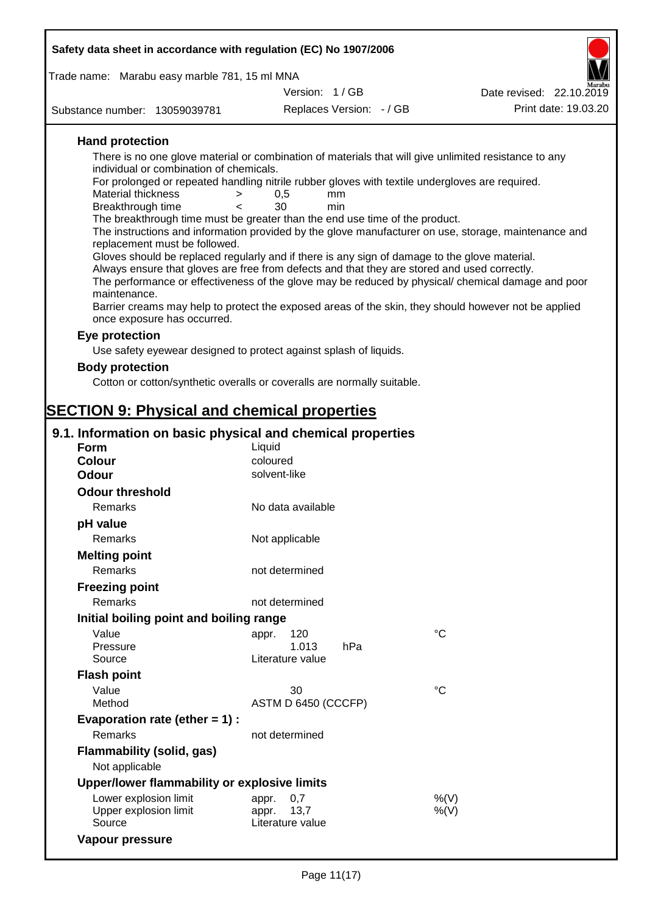### Hand protection

There is no one glove material or combination of materials that will give unlimited resistance to any individual or combination of chemicals.

For prolonged or repeated handling nitrile rubber gloves with textile undergloves are required.

| | | | |
|---|---|---|---|
| Material thickness | > | 0,5 | mm |
| Breakthrough time | < | 30 | min |

The breakthrough time must be greater than the end use time of the product.

The instructions and information provided by the glove manufacturer on use, storage, maintenance and replacement must be followed.

Gloves should be replaced regularly and if there is any sign of damage to the glove material.

Always ensure that gloves are free from defects and that they are stored and used correctly.

The performance or effectiveness of the glove may be reduced by physical/ chemical damage and poor maintenance.

Barrier creams may help to protect the exposed areas of the skin, they should however not be applied once exposure has occurred.

### Eye protection

Use safety eyewear designed to protect against splash of liquids.

### Body protection

Cotton or cotton/synthetic overalls or coveralls are normally suitable.

# SECTION 9: Physical and chemical properties

## 9.1. Information on basic physical and chemical properties

**Form** Liquid

**Colour** coloured

**Odour** solvent-like

**Odour threshold**

Remarks: No data available

**pH value**

Remarks: Not applicable

**Melting point**

Remarks: not determined

**Freezing point**

Remarks: not determined

**Initial boiling point and boiling range**

| | | |
|---|---|---|
| Value | appr. 120 | °C |
| Pressure | 1.013 hPa | |
| Source | Literature value | |

**Flash point**

| | | |
|---|---|---|
| Value | 30 | °C |
| Method | ASTM D 6450 (CCCFP) | |

**Evaporation rate (ether = 1) :**

Remarks: not determined

**Flammability (solid, gas)**

Not applicable

**Upper/lower flammability or explosive limits**

| | | |
|---|---|---|
| Lower explosion limit | appr. 0,7 | %(V) |
| Upper explosion limit | appr. 13,7 | %(V) |
| Source | Literature value | |

**Vapour pressure**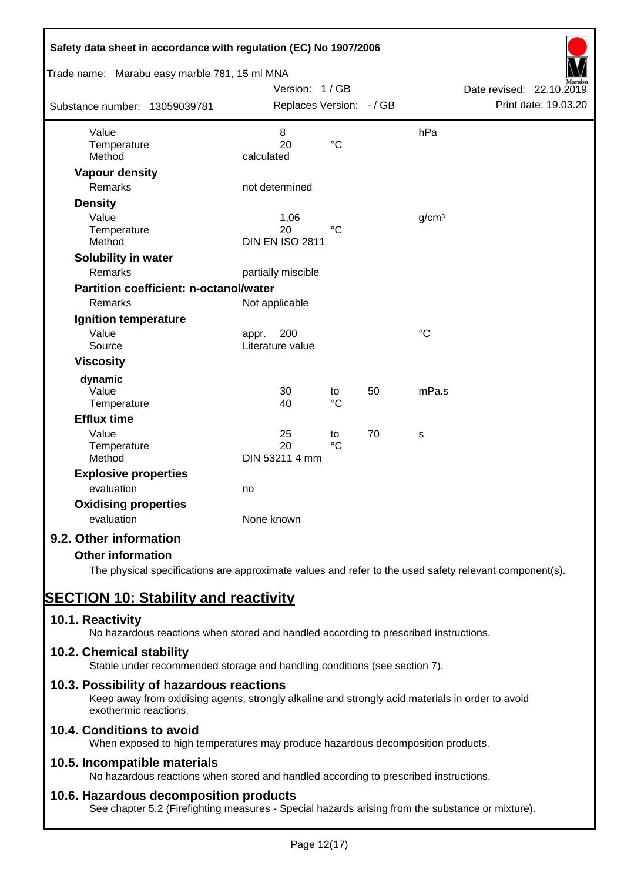| | | | | |
|---|---|---|---|---|
| Value | 8 | | | hPa |
| Temperature | 20 | °C | | |
| Method | calculated | | | |

**Vapour density**

| | |
|---|---|
| Remarks | not determined |

**Density**

| | | | | |
|---|---|---|---|---|
| Value | 1,06 | | | g/cm³ |
| Temperature | 20 | °C | | |
| Method | DIN EN ISO 2811 | | | |

**Solubility in water**

| | |
|---|---|
| Remarks | partially miscible |

**Partition coefficient: n-octanol/water**

| | |
|---|---|
| Remarks | Not applicable |

**Ignition temperature**

| | | |
|---|---|---|
| Value | appr. 200 | °C |
| Source | Literature value | |

**Viscosity**

**dynamic**

| | | | | |
|---|---|---|---|---|
| Value | 30 | to | 50 | mPa.s |
| Temperature | 40 | °C | | |

**Efflux time**

| | | | | |
|---|---|---|---|---|
| Value | 25 | to | 70 | s |
| Temperature | 20 | °C | | |
| Method | DIN 53211 4 mm | | | |

**Explosive properties**

| | |
|---|---|
| evaluation | no |

**Oxidising properties**

| | |
|---|---|
| evaluation | None known |

### 9.2. Other information

**Other information**

The physical specifications are approximate values and refer to the used safety relevant component(s).

## SECTION 10: Stability and reactivity

### 10.1. Reactivity

No hazardous reactions when stored and handled according to prescribed instructions.

### 10.2. Chemical stability

Stable under recommended storage and handling conditions (see section 7).

### 10.3. Possibility of hazardous reactions

Keep away from oxidising agents, strongly alkaline and strongly acid materials in order to avoid exothermic reactions.

### 10.4. Conditions to avoid

When exposed to high temperatures may produce hazardous decomposition products.

### 10.5. Incompatible materials

No hazardous reactions when stored and handled according to prescribed instructions.

### 10.6. Hazardous decomposition products

See chapter 5.2 (Firefighting measures - Special hazards arising from the substance or mixture).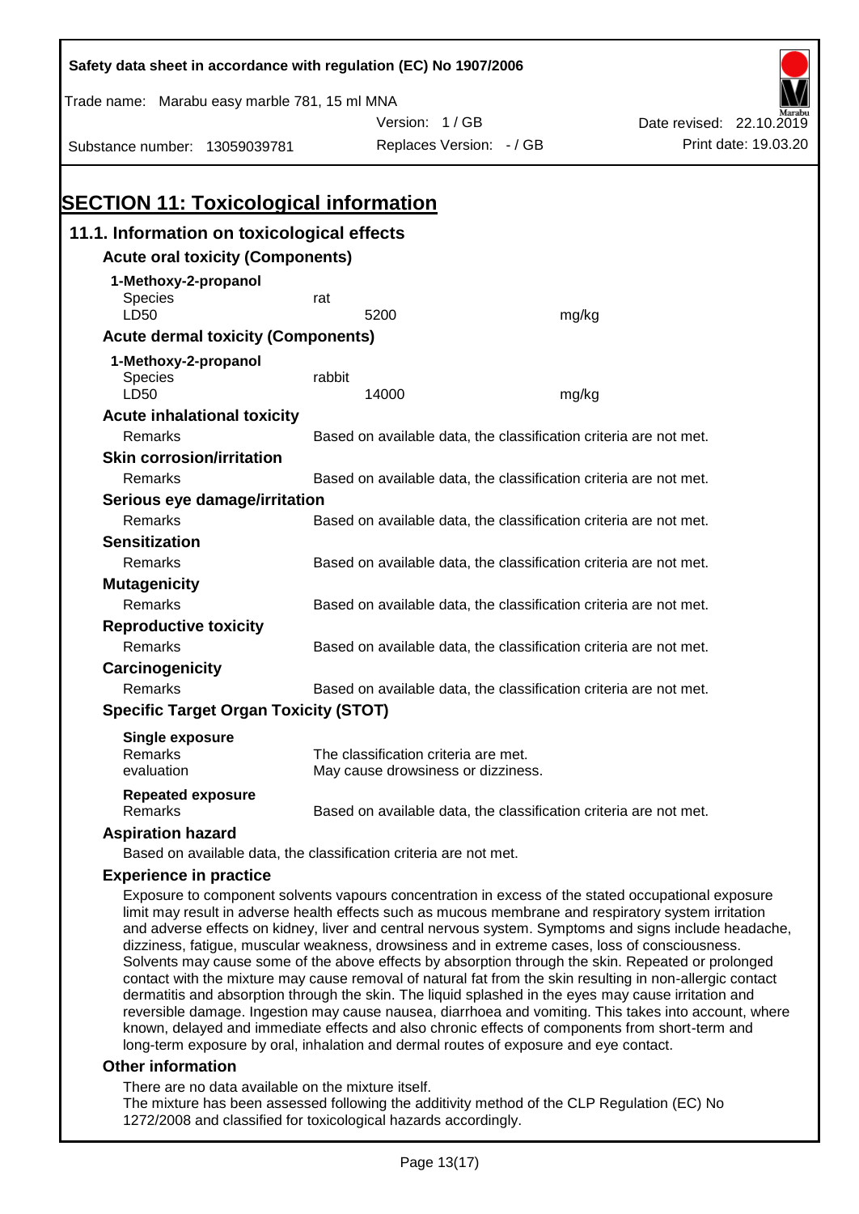# SECTION 11: Toxicological information

## 11.1. Information on toxicological effects

### Acute oral toxicity (Components)

**1-Methoxy-2-propanol**

| | | |
|---|---|---|
| Species | rat | |
| LD50 | 5200 | mg/kg |

### Acute dermal toxicity (Components)

**1-Methoxy-2-propanol**

| | | |
|---|---|---|
| Species | rabbit | |
| LD50 | 14000 | mg/kg |

### Acute inhalational toxicity

Remarks: Based on available data, the classification criteria are not met.

### Skin corrosion/irritation

Remarks: Based on available data, the classification criteria are not met.

### Serious eye damage/irritation

Remarks: Based on available data, the classification criteria are not met.

### Sensitization

Remarks: Based on available data, the classification criteria are not met.

### Mutagenicity

Remarks: Based on available data, the classification criteria are not met.

### Reproductive toxicity

Remarks: Based on available data, the classification criteria are not met.

### Carcinogenicity

Remarks: Based on available data, the classification criteria are not met.

### Specific Target Organ Toxicity (STOT)

**Single exposure**

Remarks: The classification criteria are met.
evaluation: May cause drowsiness or dizziness.

**Repeated exposure**

Remarks: Based on available data, the classification criteria are not met.

### Aspiration hazard

Based on available data, the classification criteria are not met.

### Experience in practice

Exposure to component solvents vapours concentration in excess of the stated occupational exposure limit may result in adverse health effects such as mucous membrane and respiratory system irritation and adverse effects on kidney, liver and central nervous system. Symptoms and signs include headache, dizziness, fatigue, muscular weakness, drowsiness and in extreme cases, loss of consciousness. Solvents may cause some of the above effects by absorption through the skin. Repeated or prolonged contact with the mixture may cause removal of natural fat from the skin resulting in non-allergic contact dermatitis and absorption through the skin. The liquid splashed in the eyes may cause irritation and reversible damage. Ingestion may cause nausea, diarrhoea and vomiting. This takes into account, where known, delayed and immediate effects and also chronic effects of components from short-term and long-term exposure by oral, inhalation and dermal routes of exposure and eye contact.

### Other information

There are no data available on the mixture itself.
The mixture has been assessed following the additivity method of the CLP Regulation (EC) No 1272/2008 and classified for toxicological hazards accordingly.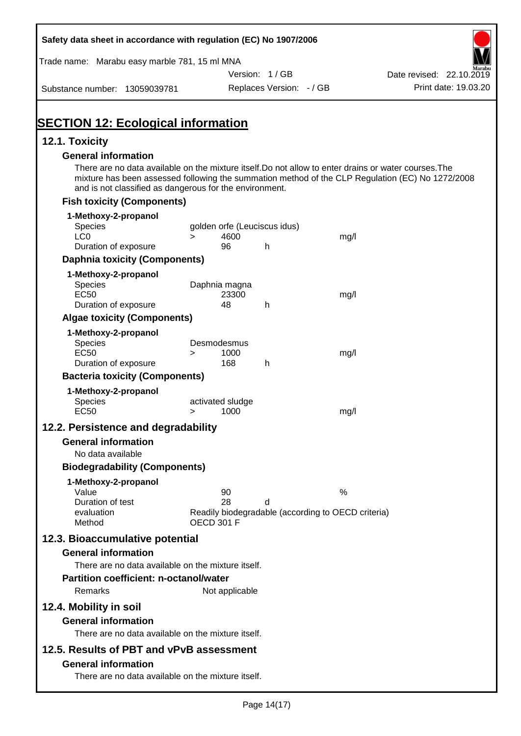# SECTION 12: Ecological information

## 12.1. Toxicity

### General information

There are no data available on the mixture itself.Do not allow to enter drains or water courses.The mixture has been assessed following the summation method of the CLP Regulation (EC) No 1272/2008 and is not classified as dangerous for the environment.

### Fish toxicity (Components)

**1-Methoxy-2-propanol**

| | | | | |
|---|---|---|---|---|
| Species | golden orfe (Leuciscus idus) | | | |
| LC0 | > | 4600 | | mg/l |
| Duration of exposure | | 96 | h | |

### Daphnia toxicity (Components)

**1-Methoxy-2-propanol**

| | | | | |
|---|---|---|---|---|
| Species | Daphnia magna | | | |
| EC50 | | 23300 | | mg/l |
| Duration of exposure | | 48 | h | |

### Algae toxicity (Components)

**1-Methoxy-2-propanol**

| | | | | |
|---|---|---|---|---|
| Species | Desmodesmus | | | |
| EC50 | > | 1000 | | mg/l |
| Duration of exposure | | 168 | h | |

### Bacteria toxicity (Components)

**1-Methoxy-2-propanol**

| | | | | |
|---|---|---|---|---|
| Species | activated sludge | | | |
| EC50 | > | 1000 | | mg/l |

## 12.2. Persistence and degradability

### General information

No data available

### Biodegradability (Components)

**1-Methoxy-2-propanol**

| | | | |
|---|---|---|---|
| Value | 90 | | % |
| Duration of test | 28 | d | |
| evaluation | Readily biodegradable (according to OECD criteria) | | |
| Method | OECD 301 F | | |

## 12.3. Bioaccumulative potential

### General information

There are no data available on the mixture itself.

### Partition coefficient: n-octanol/water

Remarks: Not applicable

## 12.4. Mobility in soil

### General information

There are no data available on the mixture itself.

## 12.5. Results of PBT and vPvB assessment

### General information

There are no data available on the mixture itself.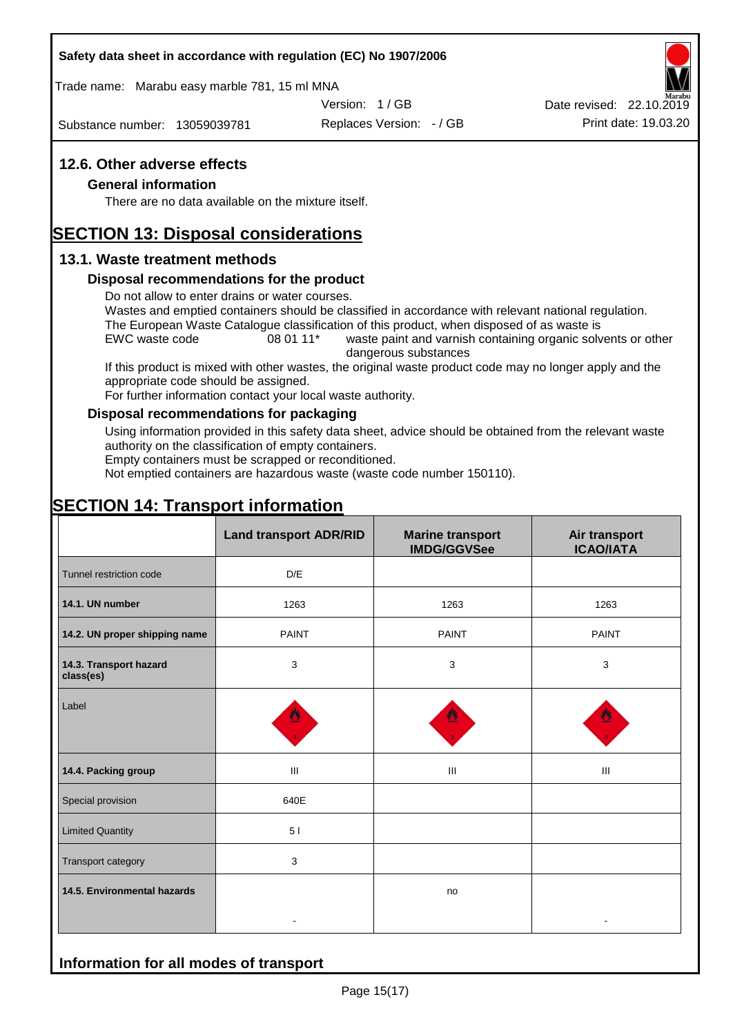## 12.6. Other adverse effects

### General information

There are no data available on the mixture itself.

# SECTION 13: Disposal considerations

## 13.1. Waste treatment methods

### Disposal recommendations for the product

Do not allow to enter drains or water courses.
Wastes and emptied containers should be classified in accordance with relevant national regulation.
The European Waste Catalogue classification of this product, when disposed of as waste is

EWC waste code | 08 01 11* | waste paint and varnish containing organic solvents or other dangerous substances

If this product is mixed with other wastes, the original waste product code may no longer apply and the appropriate code should be assigned.
For further information contact your local waste authority.

### Disposal recommendations for packaging

Using information provided in this safety data sheet, advice should be obtained from the relevant waste authority on the classification of empty containers.
Empty containers must be scrapped or reconditioned.
Not emptied containers are hazardous waste (waste code number 150110).

# SECTION 14: Transport information

| | Land transport ADR/RID | Marine transport IMDG/GGVSee | Air transport ICAO/IATA |
|---|---|---|---|
| Tunnel restriction code | D/E | | |
| **14.1. UN number** | 1263 | 1263 | 1263 |
| **14.2. UN proper shipping name** | PAINT | PAINT | PAINT |
| **14.3. Transport hazard class(es)** | 3 | 3 | 3 |
| Label | 3 | 3 | 3 |
| **14.4. Packing group** | III | III | III |
| Special provision | 640E | | |
| Limited Quantity | 5 l | | |
| Transport category | 3 | | |
| **14.5. Environmental hazards** | - | no | - |

## Information for all modes of transport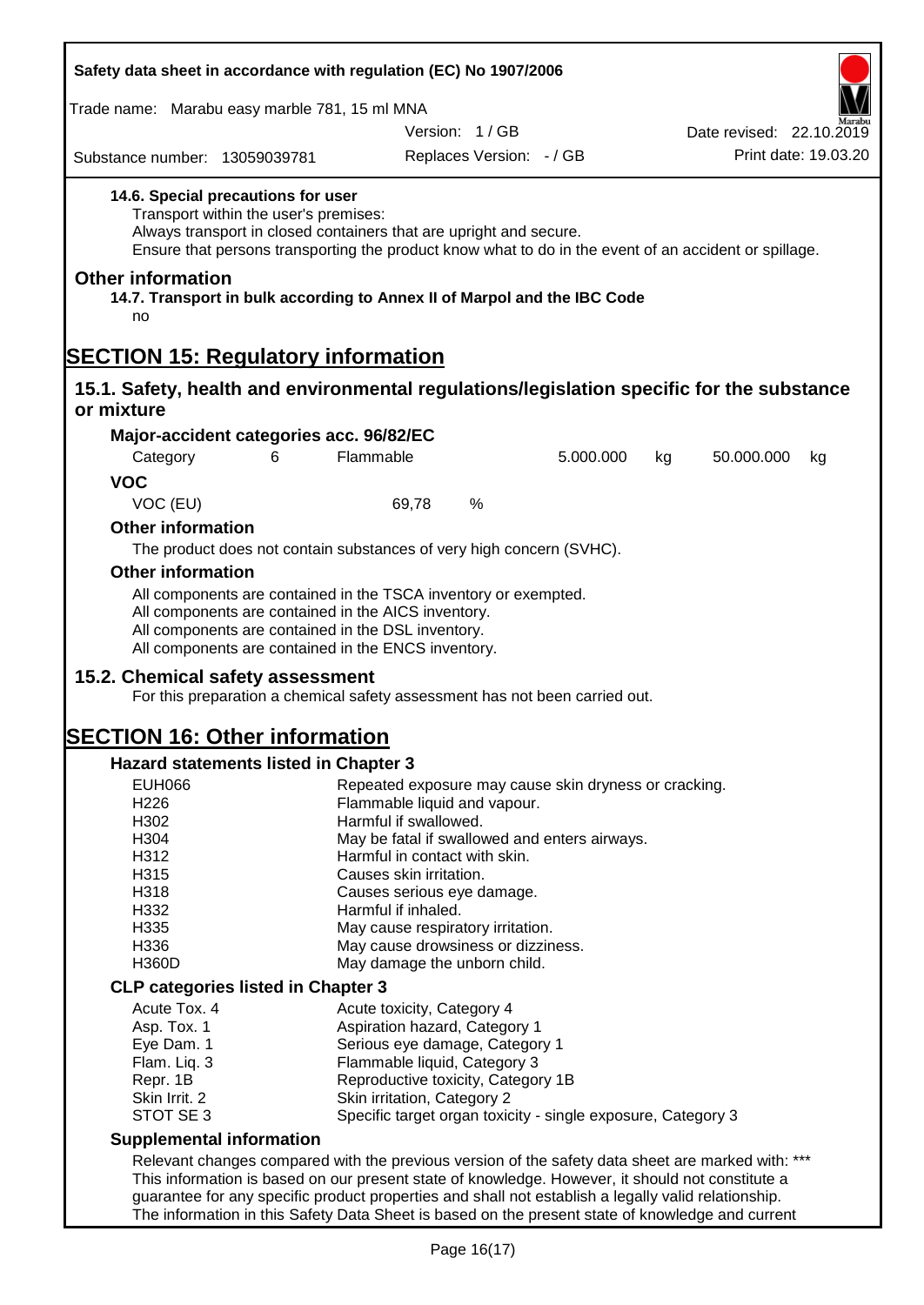**14.6. Special precautions for user**

Transport within the user's premises:
Always transport in closed containers that are upright and secure.
Ensure that persons transporting the product know what to do in the event of an accident or spillage.

## Other information

**14.7. Transport in bulk according to Annex II of Marpol and the IBC Code**

no

# SECTION 15: Regulatory information

## 15.1. Safety, health and environmental regulations/legislation specific for the substance or mixture

### Major-accident categories acc. 96/82/EC

| Category | 6 | Flammable | 5.000.000 | kg | 50.000.000 | kg |
|---|---|---|---|---|---|---|

### VOC

| VOC (EU) | 69,78 | % |
|---|---|---|

### Other information

The product does not contain substances of very high concern (SVHC).

### Other information

All components are contained in the TSCA inventory or exempted.
All components are contained in the AICS inventory.
All components are contained in the DSL inventory.
All components are contained in the ENCS inventory.

## 15.2. Chemical safety assessment

For this preparation a chemical safety assessment has not been carried out.

# SECTION 16: Other information

### Hazard statements listed in Chapter 3

| | |
|---|---|
| EUH066 | Repeated exposure may cause skin dryness or cracking. |
| H226 | Flammable liquid and vapour. |
| H302 | Harmful if swallowed. |
| H304 | May be fatal if swallowed and enters airways. |
| H312 | Harmful in contact with skin. |
| H315 | Causes skin irritation. |
| H318 | Causes serious eye damage. |
| H332 | Harmful if inhaled. |
| H335 | May cause respiratory irritation. |
| H336 | May cause drowsiness or dizziness. |
| H360D | May damage the unborn child. |

### CLP categories listed in Chapter 3

| | |
|---|---|
| Acute Tox. 4 | Acute toxicity, Category 4 |
| Asp. Tox. 1 | Aspiration hazard, Category 1 |
| Eye Dam. 1 | Serious eye damage, Category 1 |
| Flam. Liq. 3 | Flammable liquid, Category 3 |
| Repr. 1B | Reproductive toxicity, Category 1B |
| Skin Irrit. 2 | Skin irritation, Category 2 |
| STOT SE 3 | Specific target organ toxicity - single exposure, Category 3 |

### Supplemental information

Relevant changes compared with the previous version of the safety data sheet are marked with: ***
This information is based on our present state of knowledge. However, it should not constitute a guarantee for any specific product properties and shall not establish a legally valid relationship.
The information in this Safety Data Sheet is based on the present state of knowledge and current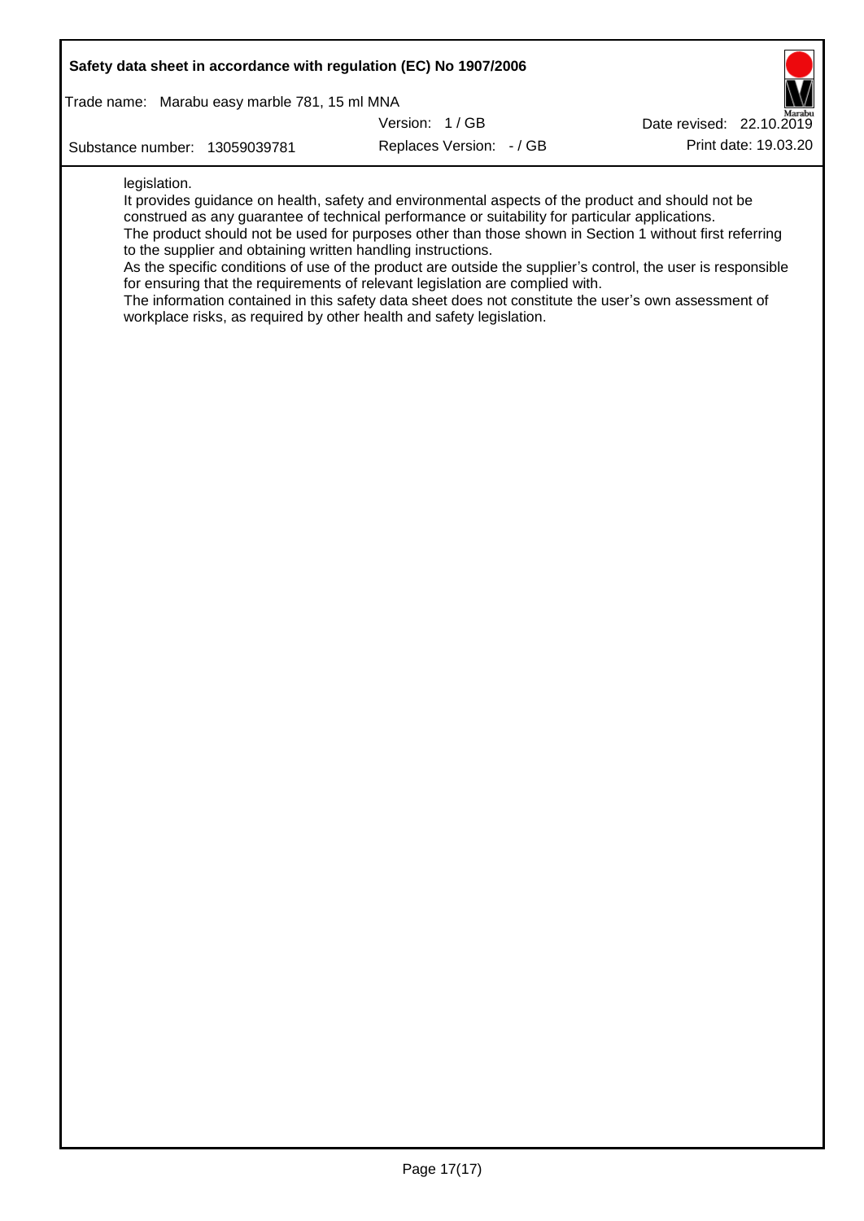legislation.
It provides guidance on health, safety and environmental aspects of the product and should not be construed as any guarantee of technical performance or suitability for particular applications.
The product should not be used for purposes other than those shown in Section 1 without first referring to the supplier and obtaining written handling instructions.
As the specific conditions of use of the product are outside the supplier's control, the user is responsible for ensuring that the requirements of relevant legislation are complied with.
The information contained in this safety data sheet does not constitute the user's own assessment of workplace risks, as required by other health and safety legislation.